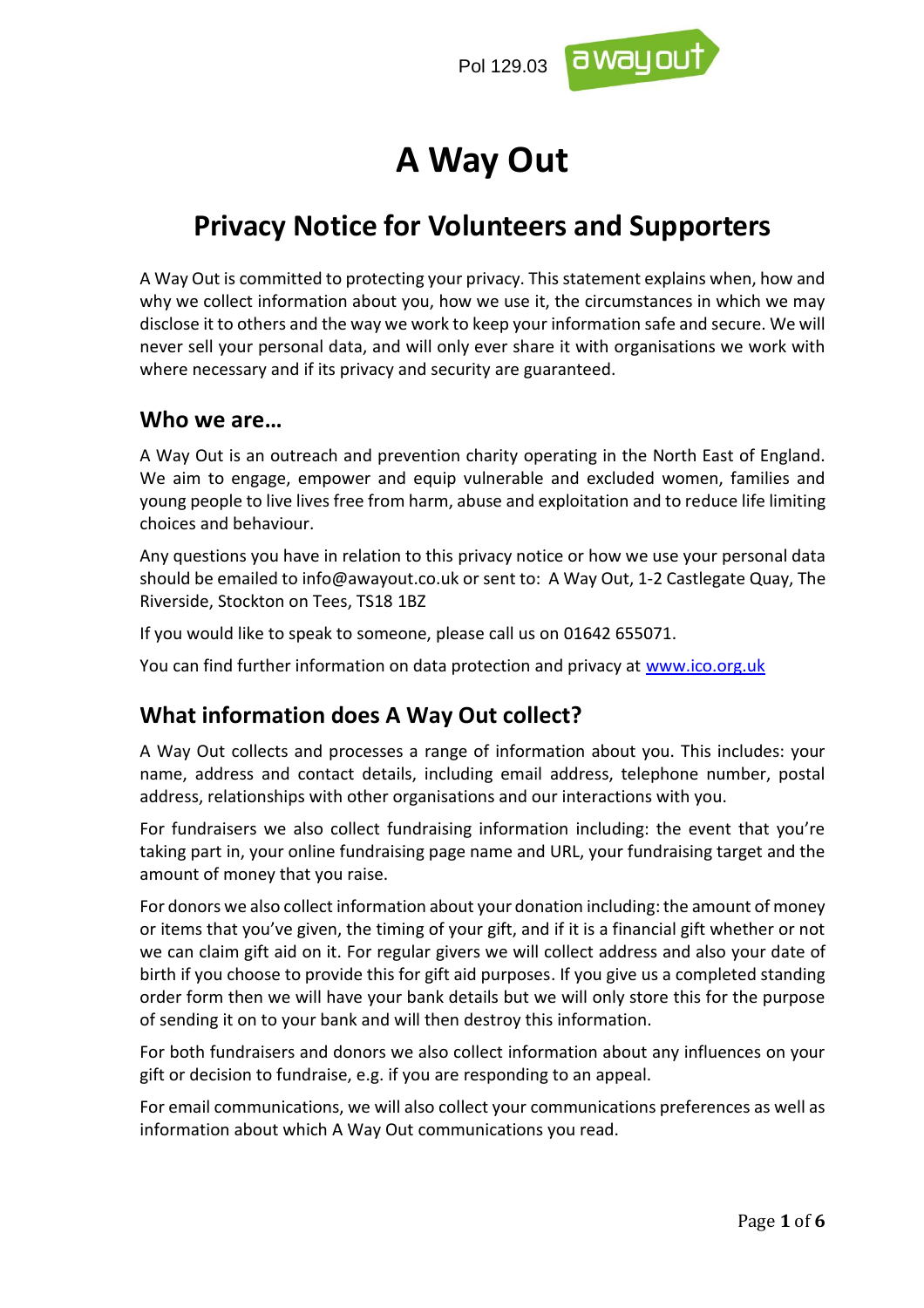Pol 129.03

# A Way Out

## Privacy Notice for Volunteers and Supporters

A Way Out is committed to protecting your privacy. This statement explains when, how and why we collect information about you, how we use it, the circumstances in which we may disclose it to others and the way we work to keep your information safe and secure. We will never sell your personal data, and will only ever share it with organisations we work with where necessary and if its privacy and security are guaranteed.

### Who we are…

A Way Out is an outreach and prevention charity operating in the North East of England. We aim to engage, empower and equip vulnerable and excluded women, families and young people to live lives free from harm, abuse and exploitation and to reduce life limiting choices and behaviour.

Any questions you have in relation to this privacy notice or how we use your personal data should be emailed to info@awayout.co.uk or sent to: A Way Out, 1-2 Castlegate Quay, The Riverside, Stockton on Tees, TS18 1BZ

If you would like to speak to someone, please call us on 01642 655071.

You can find further information on data protection and privacy at www.ico.org.uk

### What information does A Way Out collect?

A Way Out collects and processes a range of information about you. This includes: your name, address and contact details, including email address, telephone number, postal address, relationships with other organisations and our interactions with you.

For fundraisers we also collect fundraising information including: the event that you're taking part in, your online fundraising page name and URL, your fundraising target and the amount of money that you raise.

For donors we also collect information about your donation including: the amount of money or items that you've given, the timing of your gift, and if it is a financial gift whether or not we can claim gift aid on it. For regular givers we will collect address and also your date of birth if you choose to provide this for gift aid purposes. If you give us a completed standing order form then we will have your bank details but we will only store this for the purpose of sending it on to your bank and will then destroy this information.

For both fundraisers and donors we also collect information about any influences on your gift or decision to fundraise, e.g. if you are responding to an appeal.

For email communications, we will also collect your communications preferences as well as information about which A Way Out communications you read.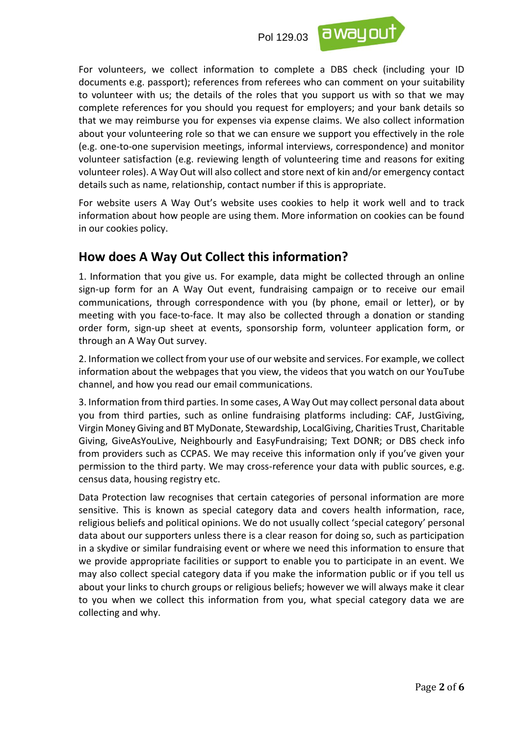For volunteers, we collect information to complete a DBS check (including your ID documents e.g. passport); references from referees who can comment on your suitability to volunteer with us; the details of the roles that you support us with so that we may complete references for you should you request for employers; and your bank details so that we may reimburse you for expenses via expense claims. We also collect information about your volunteering role so that we can ensure we support you effectively in the role (e.g. one-to-one supervision meetings, informal interviews, correspondence) and monitor volunteer satisfaction (e.g. reviewing length of volunteering time and reasons for exiting volunteer roles). A Way Out will also collect and store next of kin and/or emergency contact details such as name, relationship, contact number if this is appropriate.

For website users A Way Out's website uses cookies to help it work well and to track information about how people are using them. More information on cookies can be found in our cookies policy.

## How does A Way Out Collect this information?

1. Information that you give us. For example, data might be collected through an online sign-up form for an A Way Out event, fundraising campaign or to receive our email communications, through correspondence with you (by phone, email or letter), or by meeting with you face-to-face. It may also be collected through a donation or standing order form, sign-up sheet at events, sponsorship form, volunteer application form, or through an A Way Out survey.

2. Information we collect from your use of our website and services. For example, we collect information about the webpages that you view, the videos that you watch on our YouTube channel, and how you read our email communications.

3. Information from third parties. In some cases, A Way Out may collect personal data about you from third parties, such as online fundraising platforms including: CAF, JustGiving, Virgin Money Giving and BT MyDonate, Stewardship, LocalGiving, Charities Trust, Charitable Giving, GiveAsYouLive, Neighbourly and EasyFundraising; Text DONR; or DBS check info from providers such as CCPAS. We may receive this information only if you've given your permission to the third party. We may cross-reference your data with public sources, e.g. census data, housing registry etc.

Data Protection law recognises that certain categories of personal information are more sensitive. This is known as special category data and covers health information, race, religious beliefs and political opinions. We do not usually collect 'special category' personal data about our supporters unless there is a clear reason for doing so, such as participation in a skydive or similar fundraising event or where we need this information to ensure that we provide appropriate facilities or support to enable you to participate in an event. We may also collect special category data if you make the information public or if you tell us about your links to church groups or religious beliefs; however we will always make it clear to you when we collect this information from you, what special category data we are collecting and why.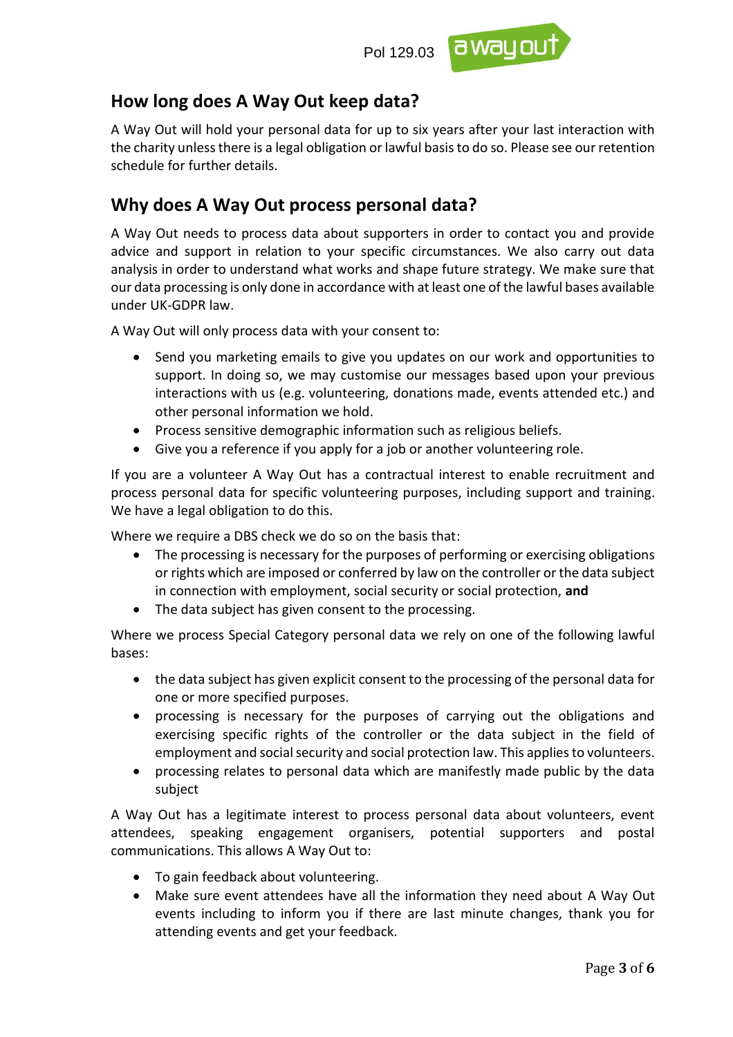## How long does A Way Out keep data?

A Way Out will hold your personal data for up to six years after your last interaction with the charity unless there is a legal obligation or lawful basis to do so. Please see our retention schedule for further details.

## Why does A Way Out process personal data?

A Way Out needs to process data about supporters in order to contact you and provide advice and support in relation to your specific circumstances. We also carry out data analysis in order to understand what works and shape future strategy. We make sure that our data processing is only done in accordance with at least one of the lawful bases available under UK-GDPR law.

A Way Out will only process data with your consent to:

- Send you marketing emails to give you updates on our work and opportunities to support. In doing so, we may customise our messages based upon your previous interactions with us (e.g. volunteering, donations made, events attended etc.) and other personal information we hold.
- Process sensitive demographic information such as religious beliefs.
- Give you a reference if you apply for a job or another volunteering role.

If you are a volunteer A Way Out has a contractual interest to enable recruitment and process personal data for specific volunteering purposes, including support and training. We have a legal obligation to do this.

Where we require a DBS check we do so on the basis that:

- The processing is necessary for the purposes of performing or exercising obligations or rights which are imposed or conferred by law on the controller or the data subject in connection with employment, social security or social protection, **and**
- The data subject has given consent to the processing.

Where we process Special Category personal data we rely on one of the following lawful bases:

- the data subject has given explicit consent to the processing of the personal data for one or more specified purposes.
- processing is necessary for the purposes of carrying out the obligations and exercising specific rights of the controller or the data subject in the field of employment and social security and social protection law. This applies to volunteers.
- processing relates to personal data which are manifestly made public by the data subject

A Way Out has a legitimate interest to process personal data about volunteers, event attendees, speaking engagement organisers, potential supporters and postal communications. This allows A Way Out to:

- To gain feedback about volunteering.
- Make sure event attendees have all the information they need about A Way Out events including to inform you if there are last minute changes, thank you for attending events and get your feedback.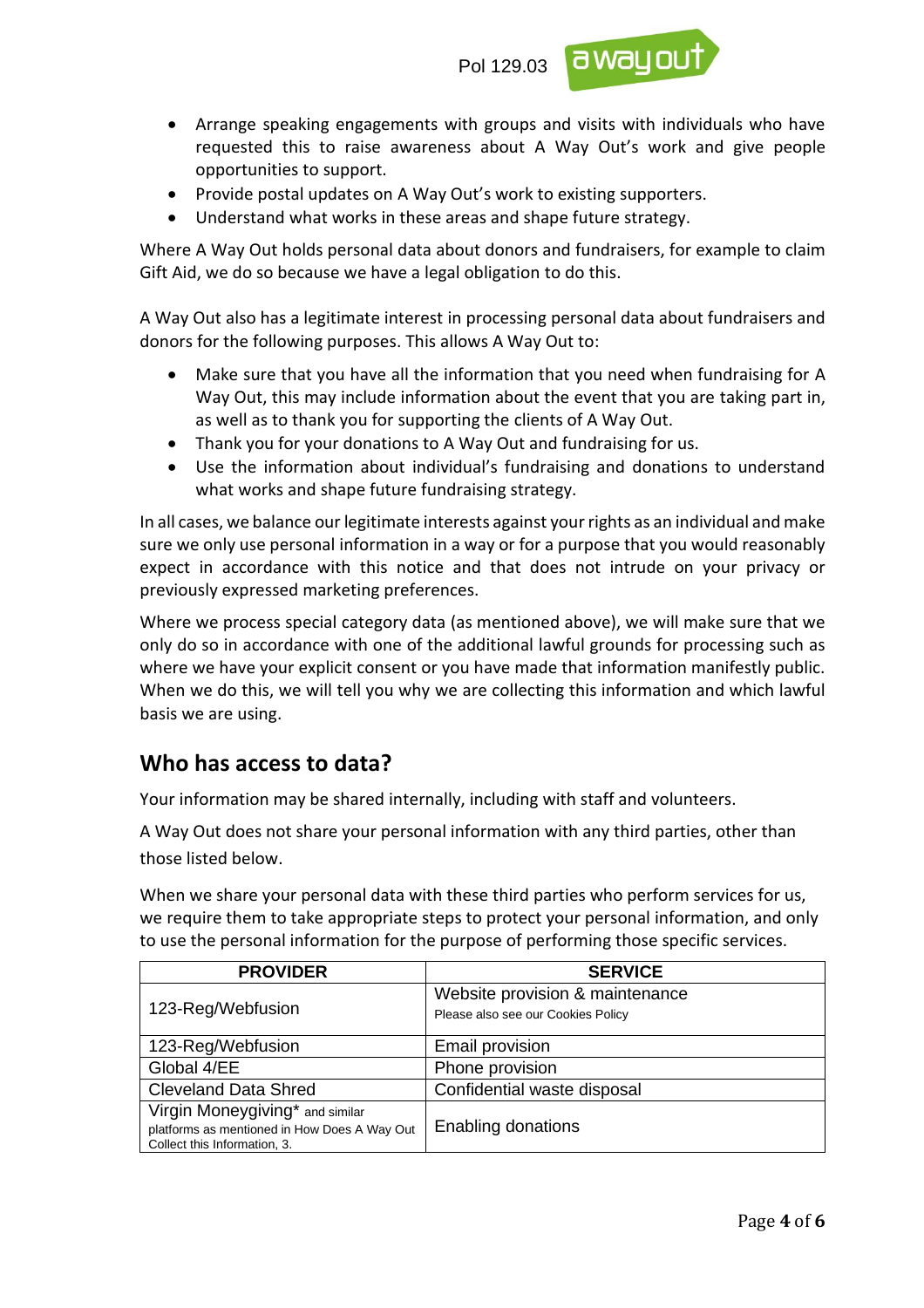- Arrange speaking engagements with groups and visits with individuals who have requested this to raise awareness about A Way Out's work and give people opportunities to support.
- Provide postal updates on A Way Out's work to existing supporters.
- Understand what works in these areas and shape future strategy.

Where A Way Out holds personal data about donors and fundraisers, for example to claim Gift Aid, we do so because we have a legal obligation to do this.

A Way Out also has a legitimate interest in processing personal data about fundraisers and donors for the following purposes. This allows A Way Out to:

- Make sure that you have all the information that you need when fundraising for A Way Out, this may include information about the event that you are taking part in, as well as to thank you for supporting the clients of A Way Out.
- Thank you for your donations to A Way Out and fundraising for us.
- Use the information about individual's fundraising and donations to understand what works and shape future fundraising strategy.

In all cases, we balance our legitimate interests against your rights as an individual and make sure we only use personal information in a way or for a purpose that you would reasonably expect in accordance with this notice and that does not intrude on your privacy or previously expressed marketing preferences.

Where we process special category data (as mentioned above), we will make sure that we only do so in accordance with one of the additional lawful grounds for processing such as where we have your explicit consent or you have made that information manifestly public. When we do this, we will tell you why we are collecting this information and which lawful basis we are using.

## Who has access to data?

Your information may be shared internally, including with staff and volunteers.

A Way Out does not share your personal information with any third parties, other than those listed below.

When we share your personal data with these third parties who perform services for us, we require them to take appropriate steps to protect your personal information, and only to use the personal information for the purpose of performing those specific services.

| PROVIDER | SERVICE |
|---|---|
| 123-Reg/Webfusion | Website provision & maintenance<br>Please also see our Cookies Policy |
| 123-Reg/Webfusion | Email provision |
| Global 4/EE | Phone provision |
| Cleveland Data Shred | Confidential waste disposal |
| Virgin Moneygiving* and similar platforms as mentioned in How Does A Way Out Collect this Information, 3. | Enabling donations |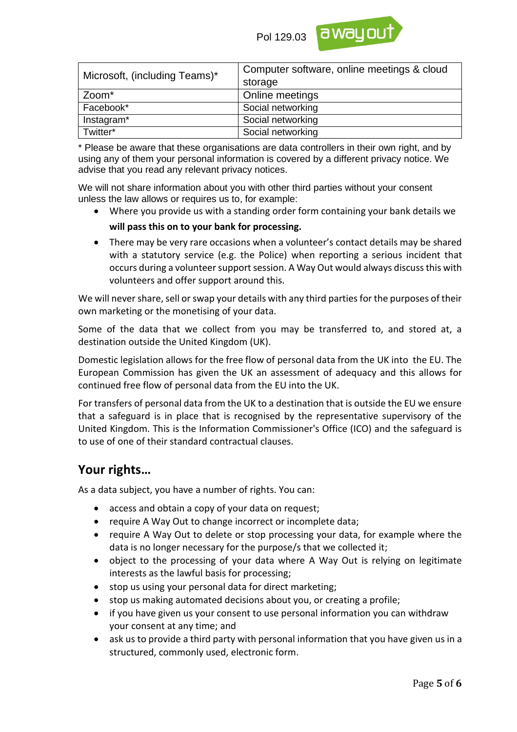| Microsoft, (including Teams)* | Computer software, online meetings & cloud storage |
| --- | --- |
| Zoom* | Online meetings |
| Facebook* | Social networking |
| Instagram* | Social networking |
| Twitter* | Social networking |

* Please be aware that these organisations are data controllers in their own right, and by using any of them your personal information is covered by a different privacy notice. We advise that you read any relevant privacy notices.

We will not share information about you with other third parties without your consent unless the law allows or requires us to, for example:

- Where you provide us with a standing order form containing your bank details we **will pass this on to your bank for processing.**
- There may be very rare occasions when a volunteer's contact details may be shared with a statutory service (e.g. the Police) when reporting a serious incident that occurs during a volunteer support session. A Way Out would always discuss this with volunteers and offer support around this.

We will never share, sell or swap your details with any third parties for the purposes of their own marketing or the monetising of your data.

Some of the data that we collect from you may be transferred to, and stored at, a destination outside the United Kingdom (UK).

Domestic legislation allows for the free flow of personal data from the UK into the EU. The European Commission has given the UK an assessment of adequacy and this allows for continued free flow of personal data from the EU into the UK.

For transfers of personal data from the UK to a destination that is outside the EU we ensure that a safeguard is in place that is recognised by the representative supervisory of the United Kingdom. This is the Information Commissioner's Office (ICO) and the safeguard is to use of one of their standard contractual clauses.

## Your rights…

As a data subject, you have a number of rights. You can:

- access and obtain a copy of your data on request;
- require A Way Out to change incorrect or incomplete data;
- require A Way Out to delete or stop processing your data, for example where the data is no longer necessary for the purpose/s that we collected it;
- object to the processing of your data where A Way Out is relying on legitimate interests as the lawful basis for processing;
- stop us using your personal data for direct marketing;
- stop us making automated decisions about you, or creating a profile;
- if you have given us your consent to use personal information you can withdraw your consent at any time; and
- ask us to provide a third party with personal information that you have given us in a structured, commonly used, electronic form.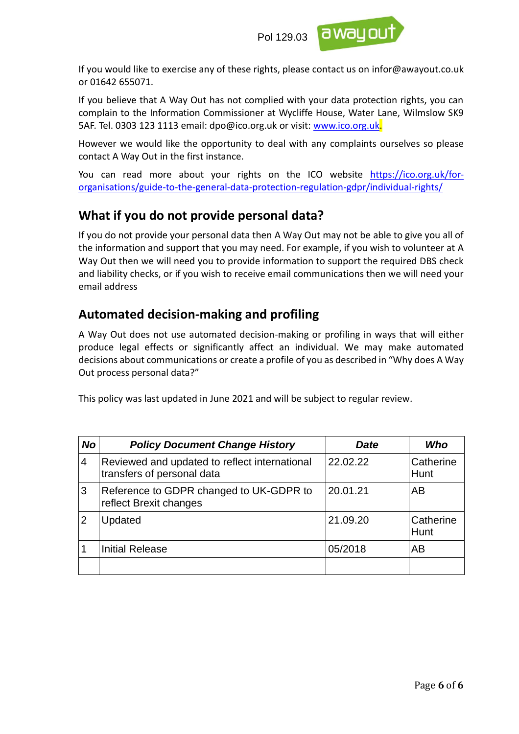If you would like to exercise any of these rights, please contact us on infor@awayout.co.uk or 01642 655071.

If you believe that A Way Out has not complied with your data protection rights, you can complain to the Information Commissioner at Wycliffe House, Water Lane, Wilmslow SK9 5AF. Tel. 0303 123 1113 email: dpo@ico.org.uk or visit: www.ico.org.uk.

However we would like the opportunity to deal with any complaints ourselves so please contact A Way Out in the first instance.

You can read more about your rights on the ICO website https://ico.org.uk/for-organisations/guide-to-the-general-data-protection-regulation-gdpr/individual-rights/

## What if you do not provide personal data?

If you do not provide your personal data then A Way Out may not be able to give you all of the information and support that you may need. For example, if you wish to volunteer at A Way Out then we will need you to provide information to support the required DBS check and liability checks, or if you wish to receive email communications then we will need your email address

## Automated decision-making and profiling

A Way Out does not use automated decision-making or profiling in ways that will either produce legal effects or significantly affect an individual. We may make automated decisions about communications or create a profile of you as described in "Why does A Way Out process personal data?"

This policy was last updated in June 2021 and will be subject to regular review.

| ***No*** | ***Policy Document Change History*** | ***Date*** | ***Who*** |
|---|---|---|---|
| 4 | Reviewed and updated to reflect international transfers of personal data | 22.02.22 | Catherine Hunt |
| 3 | Reference to GDPR changed to UK-GDPR to reflect Brexit changes | 20.01.21 | AB |
| 2 | Updated | 21.09.20 | Catherine Hunt |
| 1 | Initial Release | 05/2018 | AB |
| | | | |